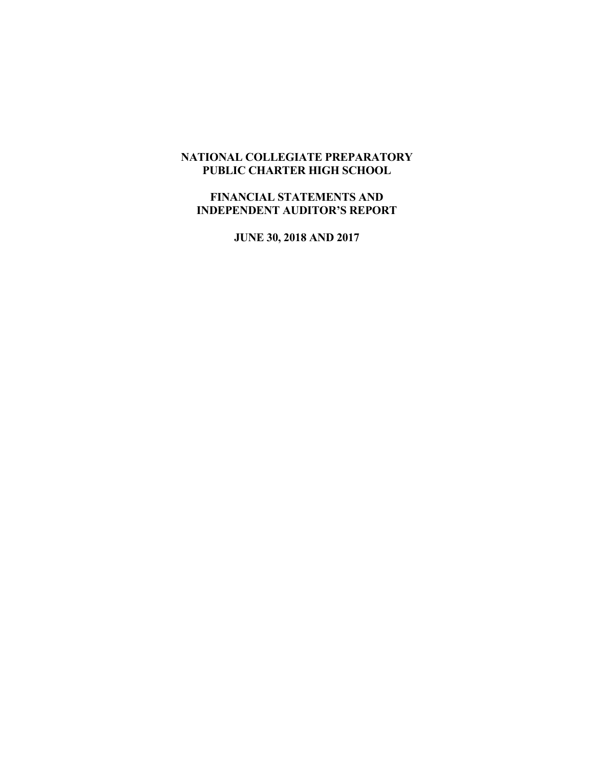# NATIONAL COLLEGIATE PREPARATORY PUBLIC CHARTER HIGH SCHOOL

## FINANCIAL STATEMENTS AND INDEPENDENT AUDITOR'S REPORT

### JUNE 30, 2018 AND 2017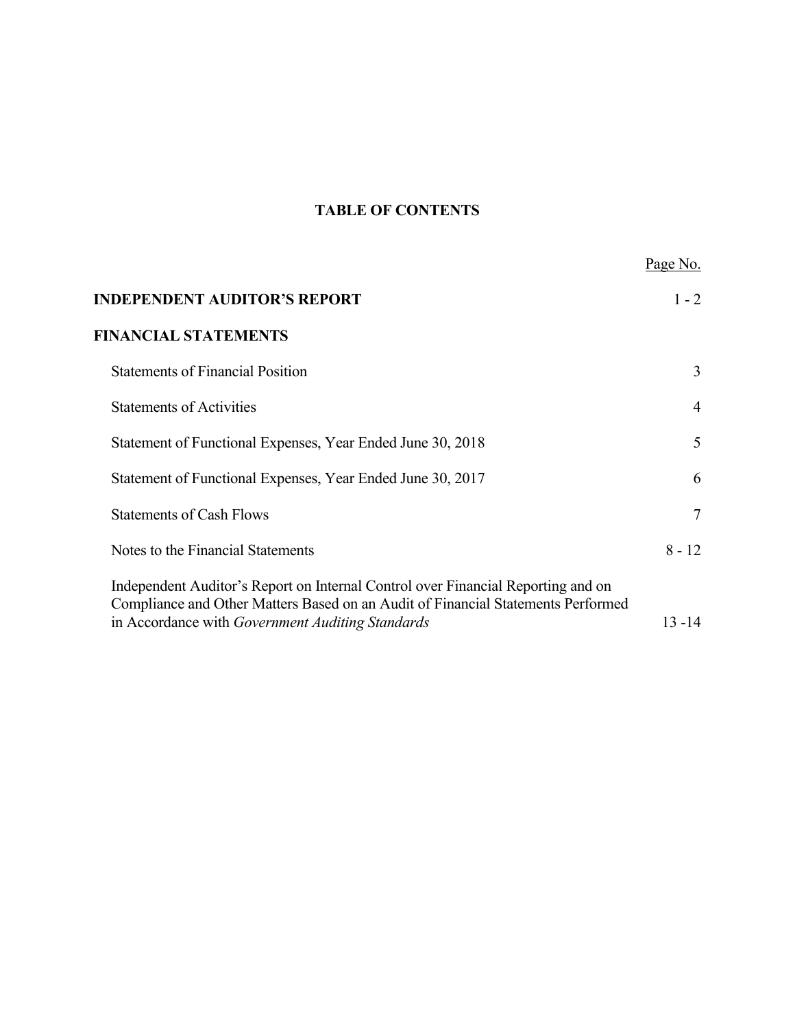# TABLE OF CONTENTS

| | Page No. |
|---|---|
| **INDEPENDENT AUDITOR'S REPORT** | 1 - 2 |
| **FINANCIAL STATEMENTS** | |
| Statements of Financial Position | 3 |
| Statements of Activities | 4 |
| Statement of Functional Expenses, Year Ended June 30, 2018 | 5 |
| Statement of Functional Expenses, Year Ended June 30, 2017 | 6 |
| Statements of Cash Flows | 7 |
| Notes to the Financial Statements | 8 - 12 |
| Independent Auditor's Report on Internal Control over Financial Reporting and on Compliance and Other Matters Based on an Audit of Financial Statements Performed in Accordance with *Government Auditing Standards* | 13 -14 |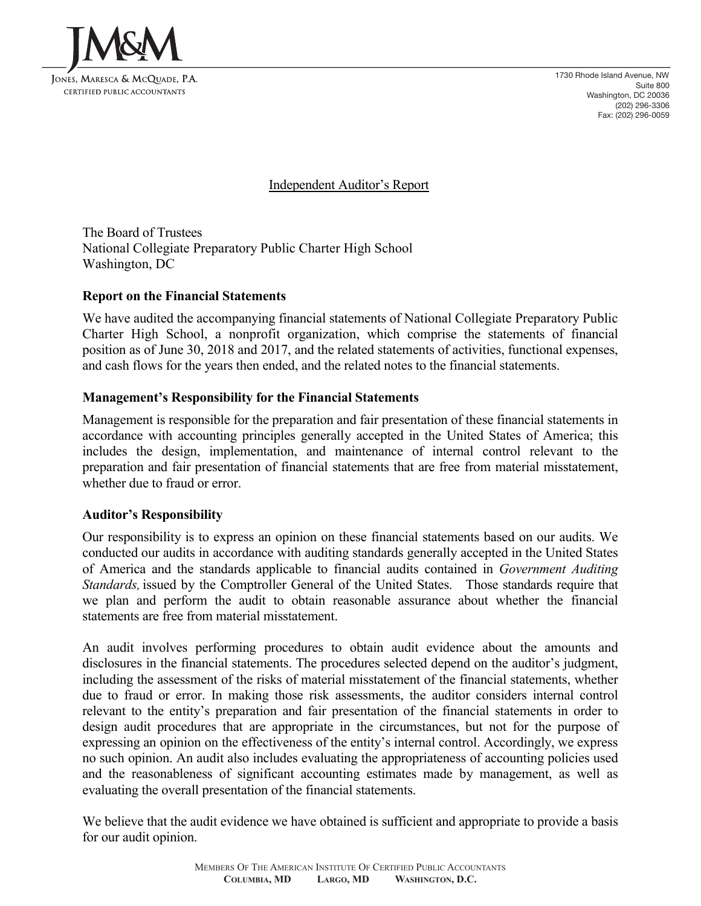JM&M

Jones, Maresca & McQuade, P.A.
Certified Public Accountants

1730 Rhode Island Avenue, NW
Suite 800
Washington, DC 20036
(202) 296-3306
Fax: (202) 296-0059

# Independent Auditor's Report

The Board of Trustees
National Collegiate Preparatory Public Charter High School
Washington, DC

## Report on the Financial Statements

We have audited the accompanying financial statements of National Collegiate Preparatory Public Charter High School, a nonprofit organization, which comprise the statements of financial position as of June 30, 2018 and 2017, and the related statements of activities, functional expenses, and cash flows for the years then ended, and the related notes to the financial statements.

## Management's Responsibility for the Financial Statements

Management is responsible for the preparation and fair presentation of these financial statements in accordance with accounting principles generally accepted in the United States of America; this includes the design, implementation, and maintenance of internal control relevant to the preparation and fair presentation of financial statements that are free from material misstatement, whether due to fraud or error.

## Auditor's Responsibility

Our responsibility is to express an opinion on these financial statements based on our audits. We conducted our audits in accordance with auditing standards generally accepted in the United States of America and the standards applicable to financial audits contained in *Government Auditing Standards,* issued by the Comptroller General of the United States. Those standards require that we plan and perform the audit to obtain reasonable assurance about whether the financial statements are free from material misstatement.

An audit involves performing procedures to obtain audit evidence about the amounts and disclosures in the financial statements. The procedures selected depend on the auditor's judgment, including the assessment of the risks of material misstatement of the financial statements, whether due to fraud or error. In making those risk assessments, the auditor considers internal control relevant to the entity's preparation and fair presentation of the financial statements in order to design audit procedures that are appropriate in the circumstances, but not for the purpose of expressing an opinion on the effectiveness of the entity's internal control. Accordingly, we express no such opinion. An audit also includes evaluating the appropriateness of accounting policies used and the reasonableness of significant accounting estimates made by management, as well as evaluating the overall presentation of the financial statements.

We believe that the audit evidence we have obtained is sufficient and appropriate to provide a basis for our audit opinion.

Members Of The American Institute Of Certified Public Accountants
**Columbia, MD Largo, MD Washington, D.C.**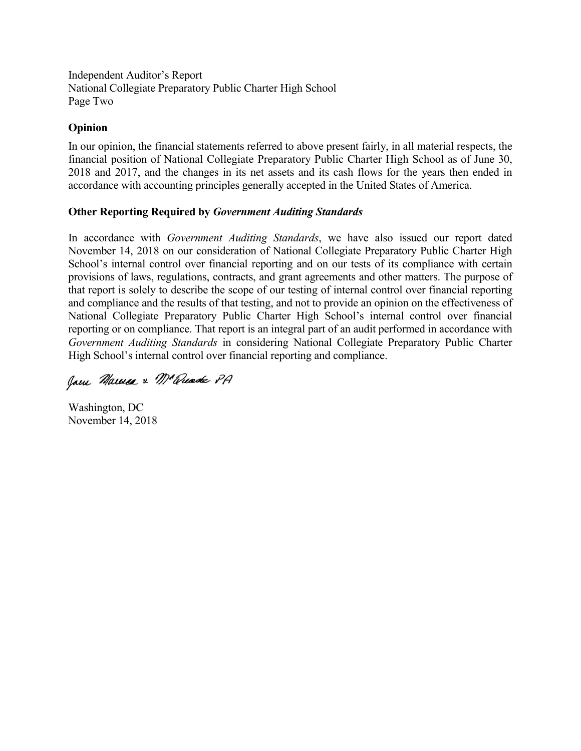Independent Auditor's Report
National Collegiate Preparatory Public Charter High School
Page Two

**Opinion**

In our opinion, the financial statements referred to above present fairly, in all material respects, the financial position of National Collegiate Preparatory Public Charter High School as of June 30, 2018 and 2017, and the changes in its net assets and its cash flows for the years then ended in accordance with accounting principles generally accepted in the United States of America.

**Other Reporting Required by *Government Auditing Standards***

In accordance with *Government Auditing Standards*, we have also issued our report dated November 14, 2018 on our consideration of National Collegiate Preparatory Public Charter High School's internal control over financial reporting and on our tests of its compliance with certain provisions of laws, regulations, contracts, and grant agreements and other matters. The purpose of that report is solely to describe the scope of our testing of internal control over financial reporting and compliance and the results of that testing, and not to provide an opinion on the effectiveness of National Collegiate Preparatory Public Charter High School's internal control over financial reporting or on compliance. That report is an integral part of an audit performed in accordance with *Government Auditing Standards* in considering National Collegiate Preparatory Public Charter High School's internal control over financial reporting and compliance.

Jones Maresca & McQuade PA

Washington, DC
November 14, 2018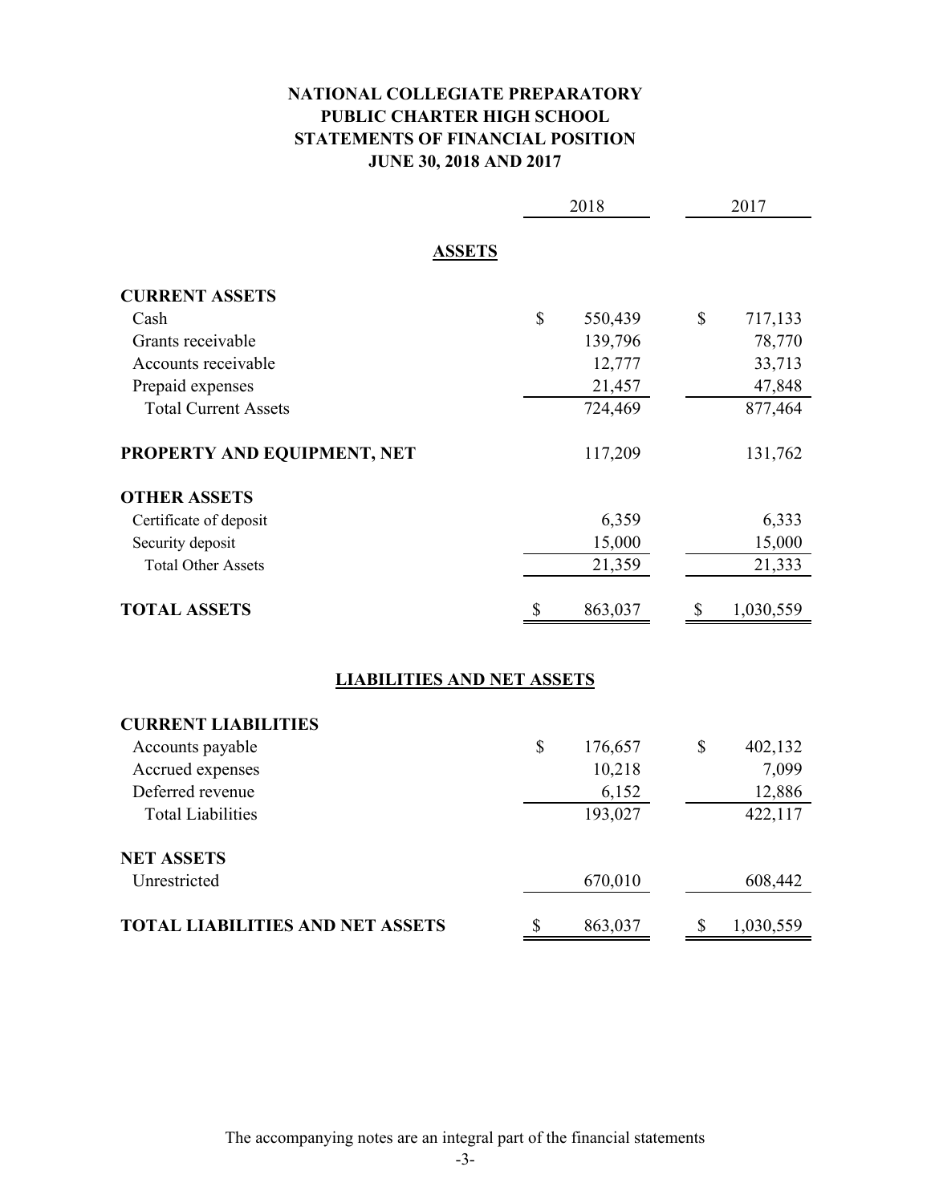# NATIONAL COLLEGIATE PREPARATORY
# PUBLIC CHARTER HIGH SCHOOL
# STATEMENTS OF FINANCIAL POSITION
# JUNE 30, 2018 AND 2017

| | 2018 | 2017 |
|---|---|---|
| **ASSETS** | | |
| **CURRENT ASSETS** | | |
| Cash | $ 550,439 | $ 717,133 |
| Grants receivable | 139,796 | 78,770 |
| Accounts receivable | 12,777 | 33,713 |
| Prepaid expenses | 21,457 | 47,848 |
| Total Current Assets | 724,469 | 877,464 |
| **PROPERTY AND EQUIPMENT, NET** | 117,209 | 131,762 |
| **OTHER ASSETS** | | |
| Certificate of deposit | 6,359 | 6,333 |
| Security deposit | 15,000 | 15,000 |
| Total Other Assets | 21,359 | 21,333 |
| **TOTAL ASSETS** | $ 863,037 | $ 1,030,559 |
| **LIABILITIES AND NET ASSETS** | | |
| **CURRENT LIABILITIES** | | |
| Accounts payable | $ 176,657 | $ 402,132 |
| Accrued expenses | 10,218 | 7,099 |
| Deferred revenue | 6,152 | 12,886 |
| Total Liabilities | 193,027 | 422,117 |
| **NET ASSETS** | | |
| Unrestricted | 670,010 | 608,442 |
| **TOTAL LIABILITIES AND NET ASSETS** | $ 863,037 | $ 1,030,559 |

The accompanying notes are an integral part of the financial statements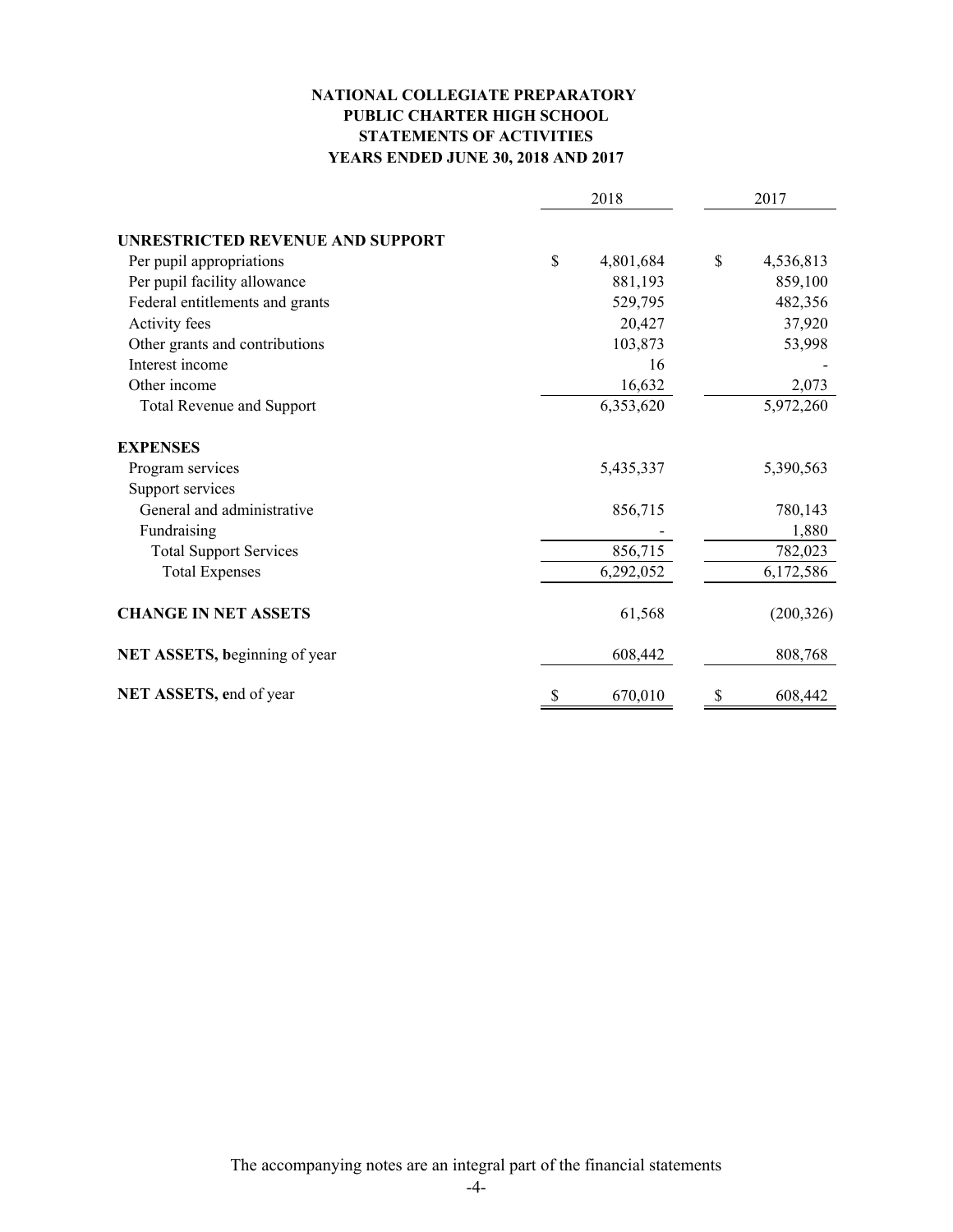# NATIONAL COLLEGIATE PREPARATORY
# PUBLIC CHARTER HIGH SCHOOL
## STATEMENTS OF ACTIVITIES
### YEARS ENDED JUNE 30, 2018 AND 2017

| | 2018 | 2017 |
|---|---|---|
| **UNRESTRICTED REVENUE AND SUPPORT** | | |
| Per pupil appropriations | $ 4,801,684 | $ 4,536,813 |
| Per pupil facility allowance | 881,193 | 859,100 |
| Federal entitlements and grants | 529,795 | 482,356 |
| Activity fees | 20,427 | 37,920 |
| Other grants and contributions | 103,873 | 53,998 |
| Interest income | 16 | - |
| Other income | 16,632 | 2,073 |
| Total Revenue and Support | 6,353,620 | 5,972,260 |
| **EXPENSES** | | |
| Program services | 5,435,337 | 5,390,563 |
| Support services | | |
| General and administrative | 856,715 | 780,143 |
| Fundraising | - | 1,880 |
| Total Support Services | 856,715 | 782,023 |
| Total Expenses | 6,292,052 | 6,172,586 |
| **CHANGE IN NET ASSETS** | 61,568 | (200,326) |
| **NET ASSETS, b**eginning of year | 608,442 | 808,768 |
| **NET ASSETS, e**nd of year | $ 670,010 | $ 608,442 |

The accompanying notes are an integral part of the financial statements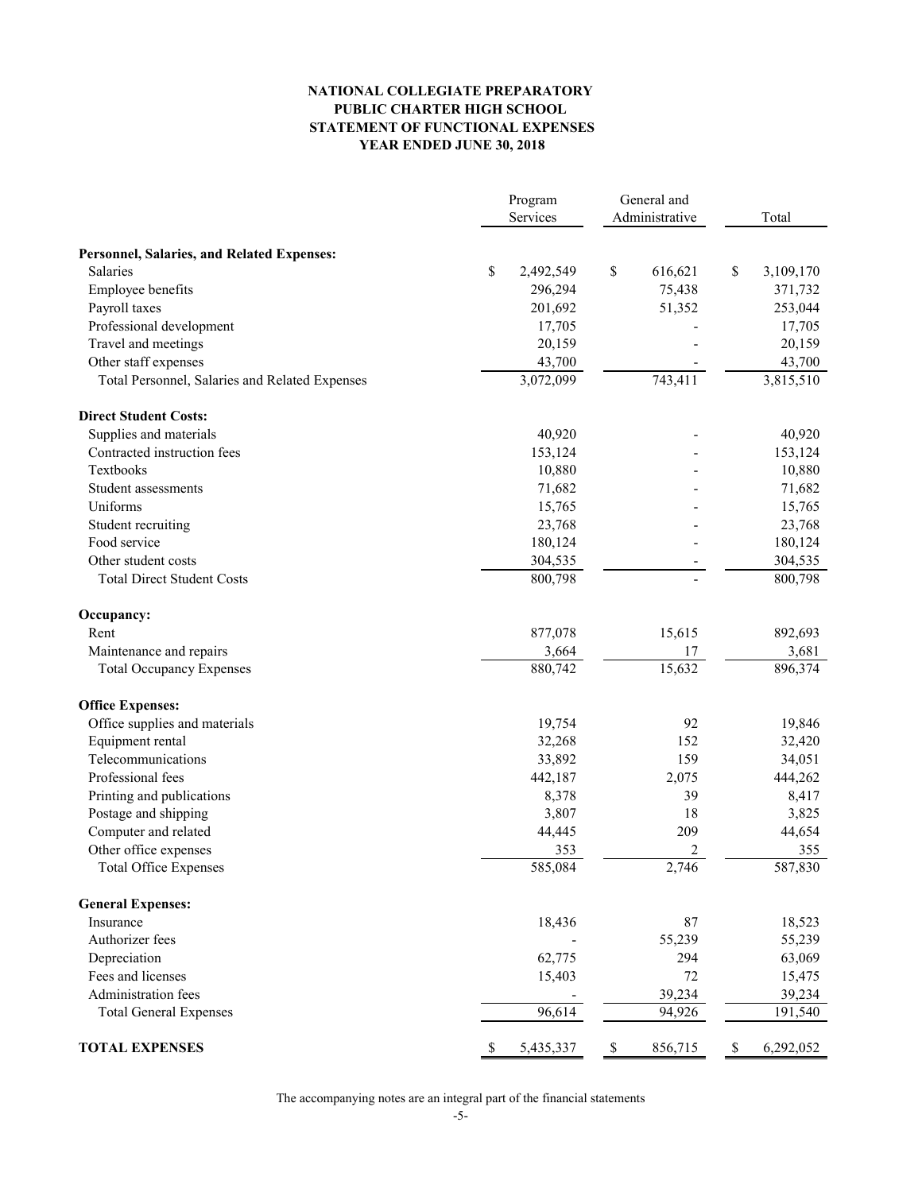**NATIONAL COLLEGIATE PREPARATORY**
**PUBLIC CHARTER HIGH SCHOOL**
**STATEMENT OF FUNCTIONAL EXPENSES**
**YEAR ENDED JUNE 30, 2018**

| | Program Services | General and Administrative | Total |
|---|---|---|---|
| **Personnel, Salaries, and Related Expenses:** | | | |
| Salaries | $ 2,492,549 | $ 616,621 | $ 3,109,170 |
| Employee benefits | 296,294 | 75,438 | 371,732 |
| Payroll taxes | 201,692 | 51,352 | 253,044 |
| Professional development | 17,705 | - | 17,705 |
| Travel and meetings | 20,159 | - | 20,159 |
| Other staff expenses | 43,700 | - | 43,700 |
| Total Personnel, Salaries and Related Expenses | 3,072,099 | 743,411 | 3,815,510 |
| **Direct Student Costs:** | | | |
| Supplies and materials | 40,920 | - | 40,920 |
| Contracted instruction fees | 153,124 | - | 153,124 |
| Textbooks | 10,880 | - | 10,880 |
| Student assessments | 71,682 | - | 71,682 |
| Uniforms | 15,765 | - | 15,765 |
| Student recruiting | 23,768 | - | 23,768 |
| Food service | 180,124 | - | 180,124 |
| Other student costs | 304,535 | - | 304,535 |
| Total Direct Student Costs | 800,798 | - | 800,798 |
| **Occupancy:** | | | |
| Rent | 877,078 | 15,615 | 892,693 |
| Maintenance and repairs | 3,664 | 17 | 3,681 |
| Total Occupancy Expenses | 880,742 | 15,632 | 896,374 |
| **Office Expenses:** | | | |
| Office supplies and materials | 19,754 | 92 | 19,846 |
| Equipment rental | 32,268 | 152 | 32,420 |
| Telecommunications | 33,892 | 159 | 34,051 |
| Professional fees | 442,187 | 2,075 | 444,262 |
| Printing and publications | 8,378 | 39 | 8,417 |
| Postage and shipping | 3,807 | 18 | 3,825 |
| Computer and related | 44,445 | 209 | 44,654 |
| Other office expenses | 353 | 2 | 355 |
| Total Office Expenses | 585,084 | 2,746 | 587,830 |
| **General Expenses:** | | | |
| Insurance | 18,436 | 87 | 18,523 |
| Authorizer fees | - | 55,239 | 55,239 |
| Depreciation | 62,775 | 294 | 63,069 |
| Fees and licenses | 15,403 | 72 | 15,475 |
| Administration fees | - | 39,234 | 39,234 |
| Total General Expenses | 96,614 | 94,926 | 191,540 |
| **TOTAL EXPENSES** | $ 5,435,337 | $ 856,715 | $ 6,292,052 |

The accompanying notes are an integral part of the financial statements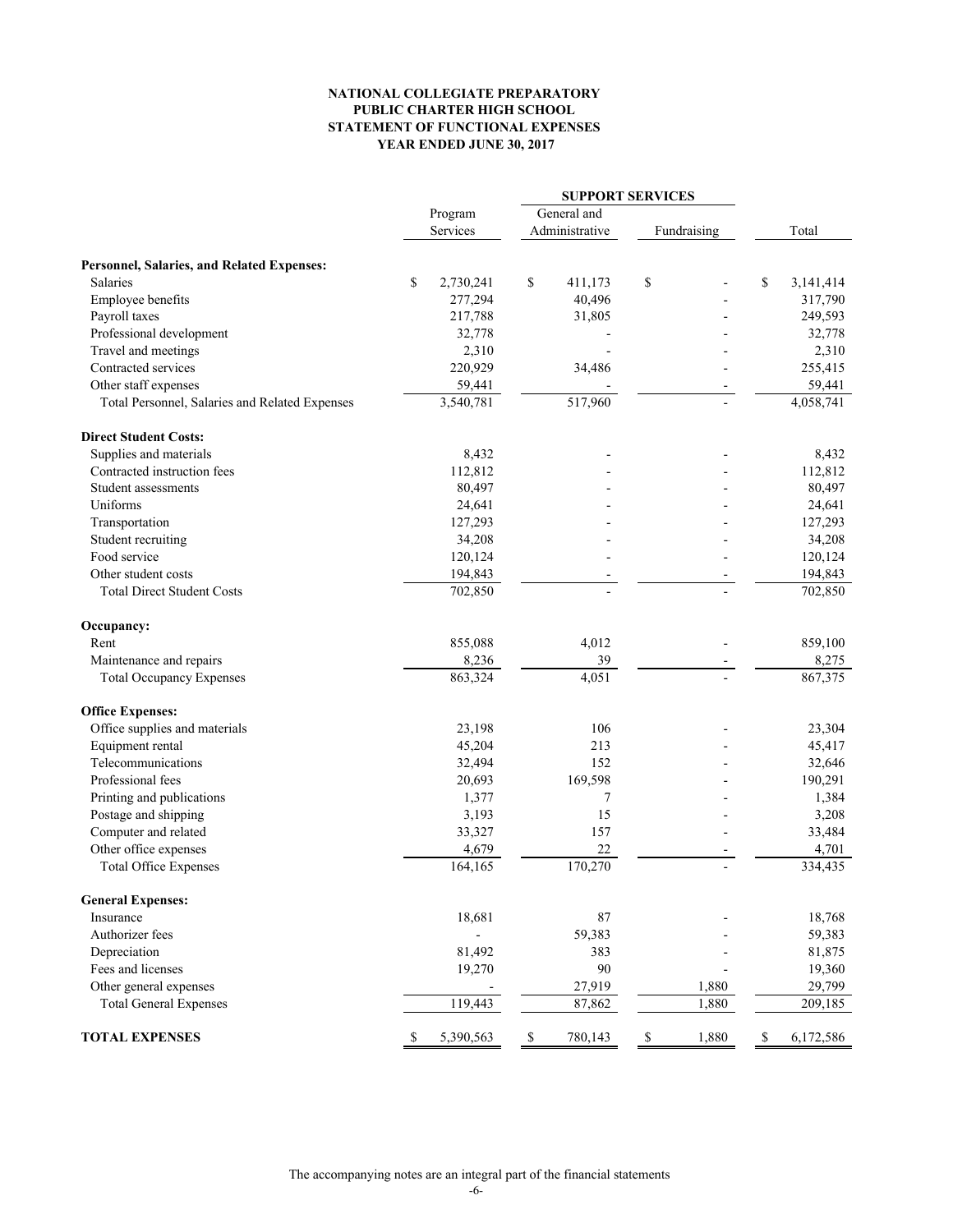# NATIONAL COLLEGIATE PREPARATORY
# PUBLIC CHARTER HIGH SCHOOL
## STATEMENT OF FUNCTIONAL EXPENSES
### YEAR ENDED JUNE 30, 2017

| | Program Services | SUPPORT SERVICES | | Total |
|---|---|---|---|---|
| | | General and Administrative | Fundraising | |
| **Personnel, Salaries, and Related Expenses:** | | | | |
| Salaries | $ 2,730,241 | $ 411,173 | $ - | $ 3,141,414 |
| Employee benefits | 277,294 | 40,496 | - | 317,790 |
| Payroll taxes | 217,788 | 31,805 | - | 249,593 |
| Professional development | 32,778 | - | - | 32,778 |
| Travel and meetings | 2,310 | - | - | 2,310 |
| Contracted services | 220,929 | 34,486 | - | 255,415 |
| Other staff expenses | 59,441 | - | - | 59,441 |
| Total Personnel, Salaries and Related Expenses | 3,540,781 | 517,960 | - | 4,058,741 |
| **Direct Student Costs:** | | | | |
| Supplies and materials | 8,432 | - | - | 8,432 |
| Contracted instruction fees | 112,812 | - | - | 112,812 |
| Student assessments | 80,497 | - | - | 80,497 |
| Uniforms | 24,641 | - | - | 24,641 |
| Transportation | 127,293 | - | - | 127,293 |
| Student recruiting | 34,208 | - | - | 34,208 |
| Food service | 120,124 | - | - | 120,124 |
| Other student costs | 194,843 | - | - | 194,843 |
| Total Direct Student Costs | 702,850 | - | - | 702,850 |
| **Occupancy:** | | | | |
| Rent | 855,088 | 4,012 | - | 859,100 |
| Maintenance and repairs | 8,236 | 39 | - | 8,275 |
| Total Occupancy Expenses | 863,324 | 4,051 | - | 867,375 |
| **Office Expenses:** | | | | |
| Office supplies and materials | 23,198 | 106 | - | 23,304 |
| Equipment rental | 45,204 | 213 | - | 45,417 |
| Telecommunications | 32,494 | 152 | - | 32,646 |
| Professional fees | 20,693 | 169,598 | - | 190,291 |
| Printing and publications | 1,377 | 7 | - | 1,384 |
| Postage and shipping | 3,193 | 15 | - | 3,208 |
| Computer and related | 33,327 | 157 | - | 33,484 |
| Other office expenses | 4,679 | 22 | - | 4,701 |
| Total Office Expenses | 164,165 | 170,270 | - | 334,435 |
| **General Expenses:** | | | | |
| Insurance | 18,681 | 87 | - | 18,768 |
| Authorizer fees | - | 59,383 | - | 59,383 |
| Depreciation | 81,492 | 383 | - | 81,875 |
| Fees and licenses | 19,270 | 90 | - | 19,360 |
| Other general expenses | - | 27,919 | 1,880 | 29,799 |
| Total General Expenses | 119,443 | 87,862 | 1,880 | 209,185 |
| **TOTAL EXPENSES** | $ 5,390,563 | $ 780,143 | $ 1,880 | $ 6,172,586 |

The accompanying notes are an integral part of the financial statements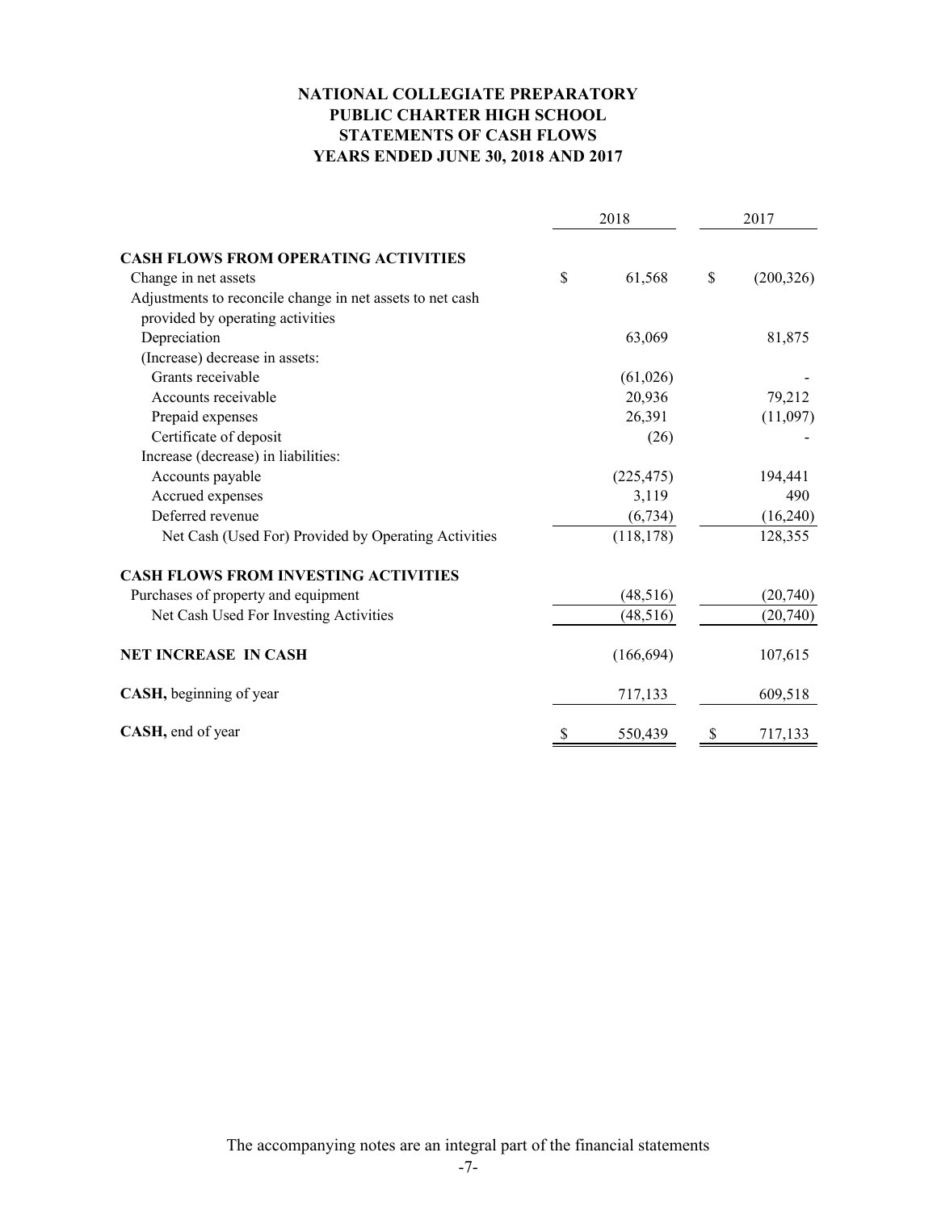# NATIONAL COLLEGIATE PREPARATORY
# PUBLIC CHARTER HIGH SCHOOL
# STATEMENTS OF CASH FLOWS
# YEARS ENDED JUNE 30, 2018 AND 2017

| | 2018 | 2017 |
|---|---|---|
| **CASH FLOWS FROM OPERATING ACTIVITIES** | | |
| Change in net assets | $ 61,568 | $ (200,326) |
| Adjustments to reconcile change in net assets to net cash provided by operating activities | | |
| Depreciation | 63,069 | 81,875 |
| (Increase) decrease in assets: | | |
| Grants receivable | (61,026) | - |
| Accounts receivable | 20,936 | 79,212 |
| Prepaid expenses | 26,391 | (11,097) |
| Certificate of deposit | (26) | - |
| Increase (decrease) in liabilities: | | |
| Accounts payable | (225,475) | 194,441 |
| Accrued expenses | 3,119 | 490 |
| Deferred revenue | (6,734) | (16,240) |
| Net Cash (Used For) Provided by Operating Activities | (118,178) | 128,355 |
| **CASH FLOWS FROM INVESTING ACTIVITIES** | | |
| Purchases of property and equipment | (48,516) | (20,740) |
| Net Cash Used For Investing Activities | (48,516) | (20,740) |
| **NET INCREASE IN CASH** | (166,694) | 107,615 |
| **CASH,** beginning of year | 717,133 | 609,518 |
| **CASH,** end of year | $ 550,439 | $ 717,133 |

The accompanying notes are an integral part of the financial statements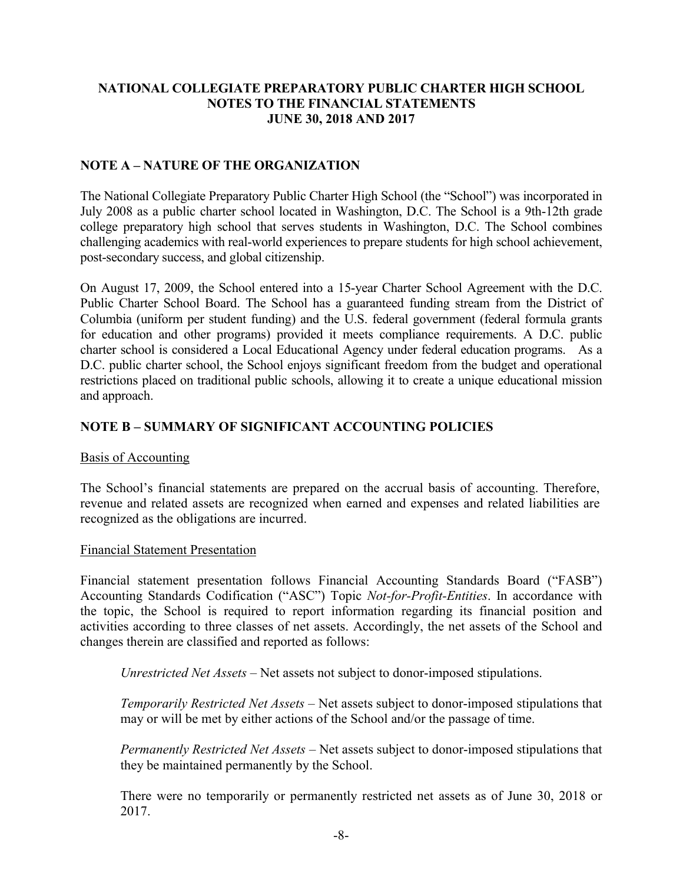# NATIONAL COLLEGIATE PREPARATORY PUBLIC CHARTER HIGH SCHOOL
# NOTES TO THE FINANCIAL STATEMENTS
# JUNE 30, 2018 AND 2017

## NOTE A – NATURE OF THE ORGANIZATION

The National Collegiate Preparatory Public Charter High School (the "School") was incorporated in July 2008 as a public charter school located in Washington, D.C. The School is a 9th-12th grade college preparatory high school that serves students in Washington, D.C. The School combines challenging academics with real-world experiences to prepare students for high school achievement, post-secondary success, and global citizenship.

On August 17, 2009, the School entered into a 15-year Charter School Agreement with the D.C. Public Charter School Board. The School has a guaranteed funding stream from the District of Columbia (uniform per student funding) and the U.S. federal government (federal formula grants for education and other programs) provided it meets compliance requirements. A D.C. public charter school is considered a Local Educational Agency under federal education programs. As a D.C. public charter school, the School enjoys significant freedom from the budget and operational restrictions placed on traditional public schools, allowing it to create a unique educational mission and approach.

## NOTE B – SUMMARY OF SIGNIFICANT ACCOUNTING POLICIES

Basis of Accounting

The School's financial statements are prepared on the accrual basis of accounting. Therefore, revenue and related assets are recognized when earned and expenses and related liabilities are recognized as the obligations are incurred.

Financial Statement Presentation

Financial statement presentation follows Financial Accounting Standards Board ("FASB") Accounting Standards Codification ("ASC") Topic *Not-for-Profit-Entities*. In accordance with the topic, the School is required to report information regarding its financial position and activities according to three classes of net assets. Accordingly, the net assets of the School and changes therein are classified and reported as follows:

*Unrestricted Net Assets* – Net assets not subject to donor-imposed stipulations.

*Temporarily Restricted Net Assets* – Net assets subject to donor-imposed stipulations that may or will be met by either actions of the School and/or the passage of time.

*Permanently Restricted Net Assets* – Net assets subject to donor-imposed stipulations that they be maintained permanently by the School.

There were no temporarily or permanently restricted net assets as of June 30, 2018 or 2017.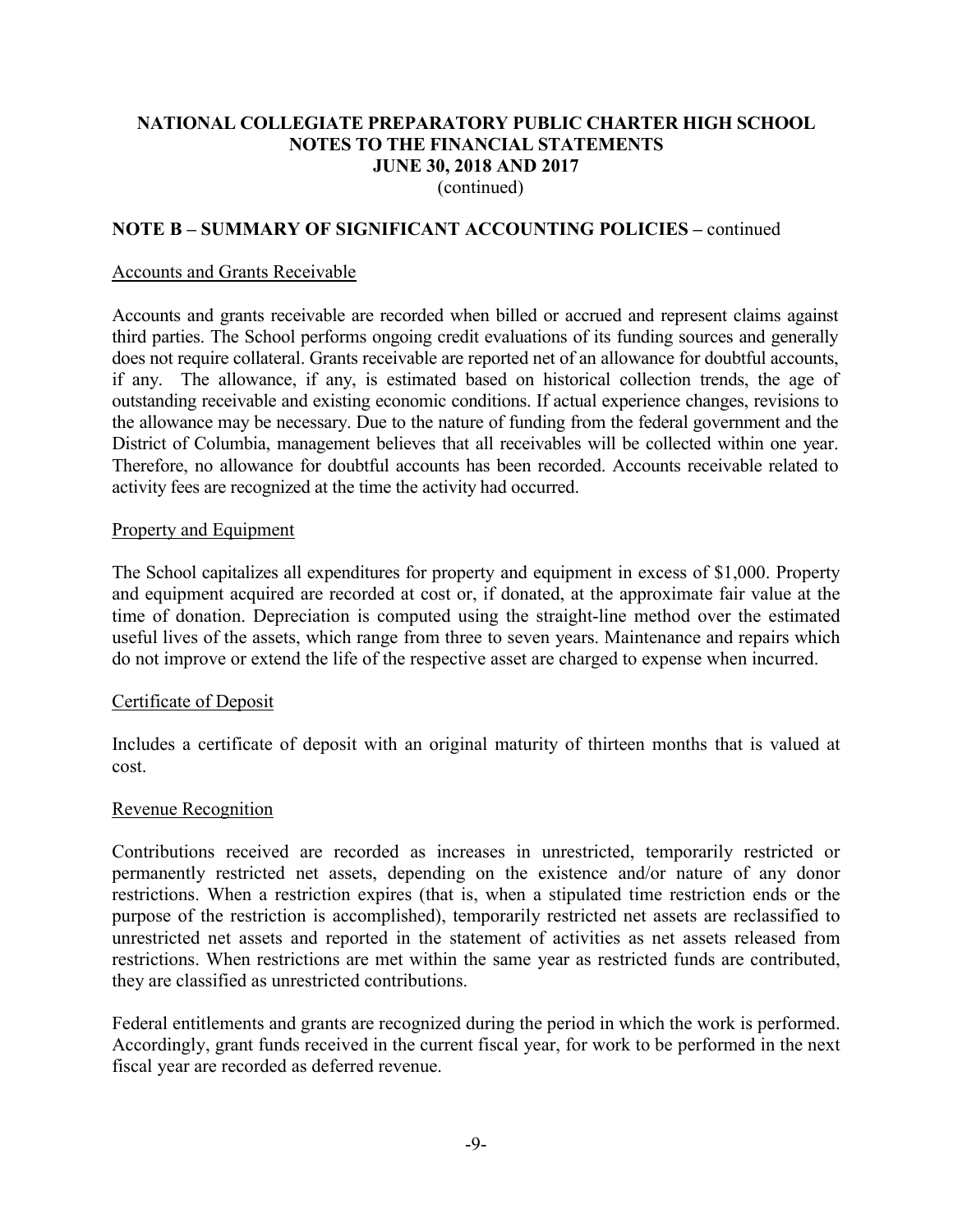# NATIONAL COLLEGIATE PREPARATORY PUBLIC CHARTER HIGH SCHOOL
# NOTES TO THE FINANCIAL STATEMENTS
# JUNE 30, 2018 AND 2017
(continued)

## NOTE B – SUMMARY OF SIGNIFICANT ACCOUNTING POLICIES – continued

### Accounts and Grants Receivable

Accounts and grants receivable are recorded when billed or accrued and represent claims against third parties. The School performs ongoing credit evaluations of its funding sources and generally does not require collateral. Grants receivable are reported net of an allowance for doubtful accounts, if any. The allowance, if any, is estimated based on historical collection trends, the age of outstanding receivable and existing economic conditions. If actual experience changes, revisions to the allowance may be necessary. Due to the nature of funding from the federal government and the District of Columbia, management believes that all receivables will be collected within one year. Therefore, no allowance for doubtful accounts has been recorded. Accounts receivable related to activity fees are recognized at the time the activity had occurred.

### Property and Equipment

The School capitalizes all expenditures for property and equipment in excess of $1,000. Property and equipment acquired are recorded at cost or, if donated, at the approximate fair value at the time of donation. Depreciation is computed using the straight-line method over the estimated useful lives of the assets, which range from three to seven years. Maintenance and repairs which do not improve or extend the life of the respective asset are charged to expense when incurred.

### Certificate of Deposit

Includes a certificate of deposit with an original maturity of thirteen months that is valued at cost.

### Revenue Recognition

Contributions received are recorded as increases in unrestricted, temporarily restricted or permanently restricted net assets, depending on the existence and/or nature of any donor restrictions. When a restriction expires (that is, when a stipulated time restriction ends or the purpose of the restriction is accomplished), temporarily restricted net assets are reclassified to unrestricted net assets and reported in the statement of activities as net assets released from restrictions. When restrictions are met within the same year as restricted funds are contributed, they are classified as unrestricted contributions.

Federal entitlements and grants are recognized during the period in which the work is performed. Accordingly, grant funds received in the current fiscal year, for work to be performed in the next fiscal year are recorded as deferred revenue.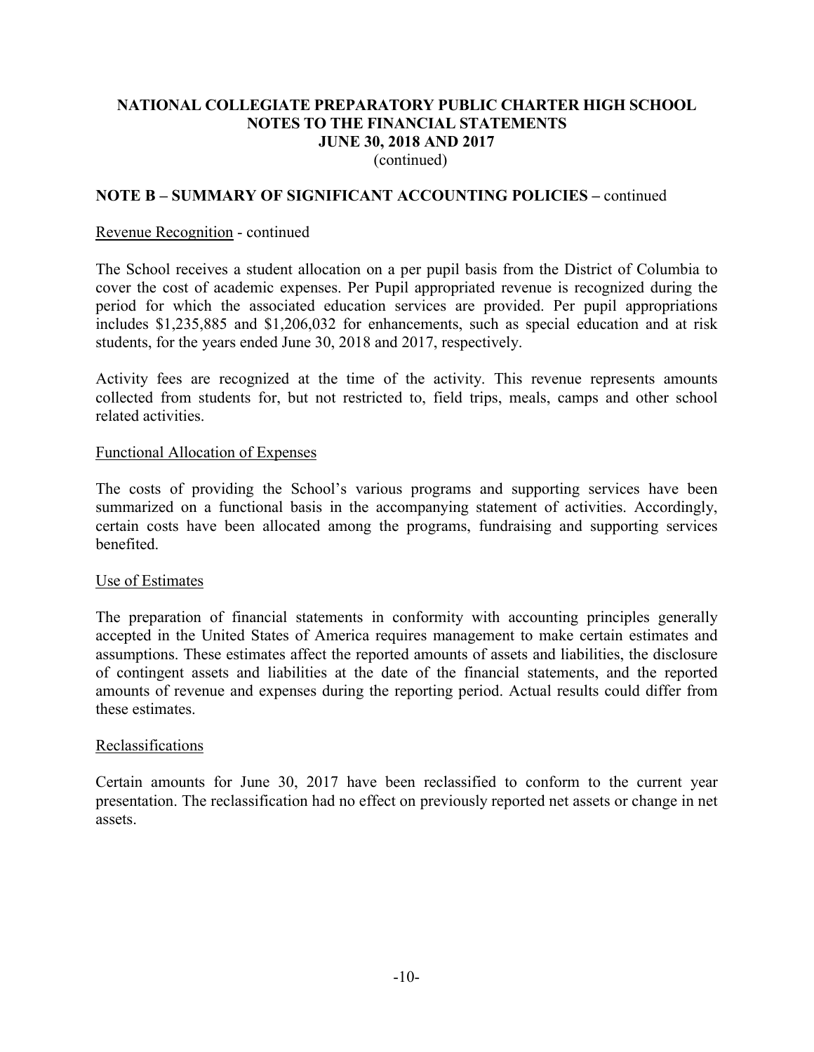**NATIONAL COLLEGIATE PREPARATORY PUBLIC CHARTER HIGH SCHOOL**
**NOTES TO THE FINANCIAL STATEMENTS**
**JUNE 30, 2018 AND 2017**
(continued)

## NOTE B – SUMMARY OF SIGNIFICANT ACCOUNTING POLICIES – continued

Revenue Recognition - continued

The School receives a student allocation on a per pupil basis from the District of Columbia to cover the cost of academic expenses. Per Pupil appropriated revenue is recognized during the period for which the associated education services are provided. Per pupil appropriations includes $1,235,885 and $1,206,032 for enhancements, such as special education and at risk students, for the years ended June 30, 2018 and 2017, respectively.

Activity fees are recognized at the time of the activity. This revenue represents amounts collected from students for, but not restricted to, field trips, meals, camps and other school related activities.

Functional Allocation of Expenses

The costs of providing the School's various programs and supporting services have been summarized on a functional basis in the accompanying statement of activities. Accordingly, certain costs have been allocated among the programs, fundraising and supporting services benefited.

Use of Estimates

The preparation of financial statements in conformity with accounting principles generally accepted in the United States of America requires management to make certain estimates and assumptions. These estimates affect the reported amounts of assets and liabilities, the disclosure of contingent assets and liabilities at the date of the financial statements, and the reported amounts of revenue and expenses during the reporting period. Actual results could differ from these estimates.

Reclassifications

Certain amounts for June 30, 2017 have been reclassified to conform to the current year presentation. The reclassification had no effect on previously reported net assets or change in net assets.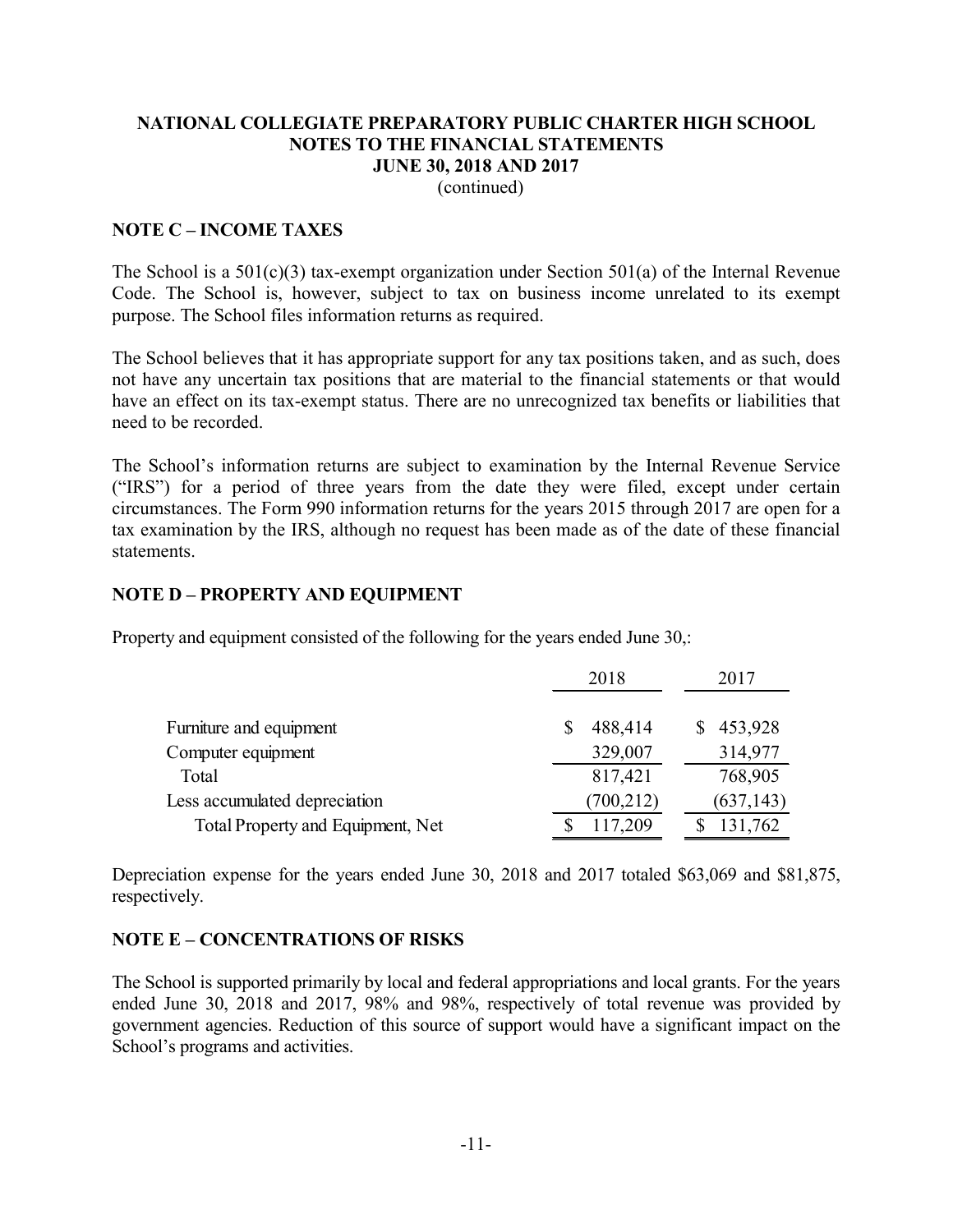**NATIONAL COLLEGIATE PREPARATORY PUBLIC CHARTER HIGH SCHOOL**
**NOTES TO THE FINANCIAL STATEMENTS**
**JUNE 30, 2018 AND 2017**
(continued)

## NOTE C – INCOME TAXES

The School is a 501(c)(3) tax-exempt organization under Section 501(a) of the Internal Revenue Code. The School is, however, subject to tax on business income unrelated to its exempt purpose. The School files information returns as required.

The School believes that it has appropriate support for any tax positions taken, and as such, does not have any uncertain tax positions that are material to the financial statements or that would have an effect on its tax-exempt status. There are no unrecognized tax benefits or liabilities that need to be recorded.

The School's information returns are subject to examination by the Internal Revenue Service ("IRS") for a period of three years from the date they were filed, except under certain circumstances. The Form 990 information returns for the years 2015 through 2017 are open for a tax examination by the IRS, although no request has been made as of the date of these financial statements.

## NOTE D – PROPERTY AND EQUIPMENT

Property and equipment consisted of the following for the years ended June 30,:

| | 2018 | 2017 |
|---|---|---|
| Furniture and equipment | $ 488,414 | $ 453,928 |
| Computer equipment | 329,007 | 314,977 |
| Total | 817,421 | 768,905 |
| Less accumulated depreciation | (700,212) | (637,143) |
| Total Property and Equipment, Net | $ 117,209 | $ 131,762 |

Depreciation expense for the years ended June 30, 2018 and 2017 totaled $63,069 and $81,875, respectively.

## NOTE E – CONCENTRATIONS OF RISKS

The School is supported primarily by local and federal appropriations and local grants. For the years ended June 30, 2018 and 2017, 98% and 98%, respectively of total revenue was provided by government agencies. Reduction of this source of support would have a significant impact on the School's programs and activities.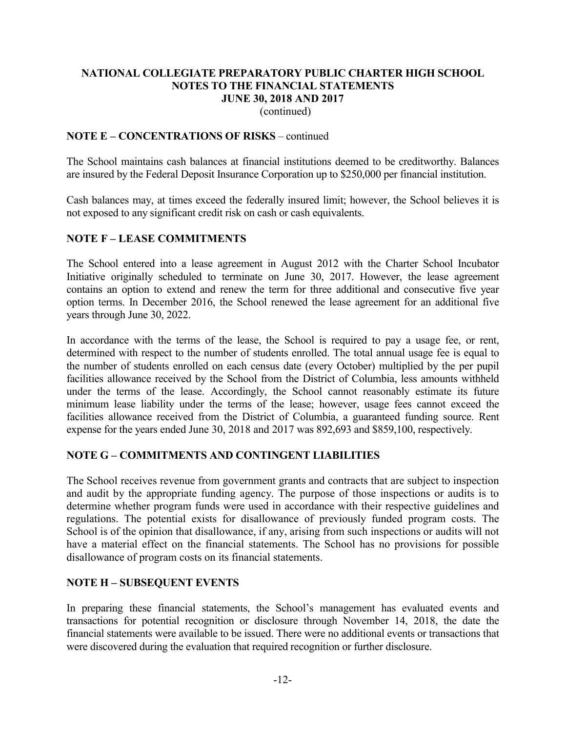# NATIONAL COLLEGIATE PREPARATORY PUBLIC CHARTER HIGH SCHOOL
## NOTES TO THE FINANCIAL STATEMENTS
## JUNE 30, 2018 AND 2017
(continued)

**NOTE E – CONCENTRATIONS OF RISKS** – continued

The School maintains cash balances at financial institutions deemed to be creditworthy. Balances are insured by the Federal Deposit Insurance Corporation up to $250,000 per financial institution.

Cash balances may, at times exceed the federally insured limit; however, the School believes it is not exposed to any significant credit risk on cash or cash equivalents.

**NOTE F – LEASE COMMITMENTS**

The School entered into a lease agreement in August 2012 with the Charter School Incubator Initiative originally scheduled to terminate on June 30, 2017. However, the lease agreement contains an option to extend and renew the term for three additional and consecutive five year option terms. In December 2016, the School renewed the lease agreement for an additional five years through June 30, 2022.

In accordance with the terms of the lease, the School is required to pay a usage fee, or rent, determined with respect to the number of students enrolled. The total annual usage fee is equal to the number of students enrolled on each census date (every October) multiplied by the per pupil facilities allowance received by the School from the District of Columbia, less amounts withheld under the terms of the lease. Accordingly, the School cannot reasonably estimate its future minimum lease liability under the terms of the lease; however, usage fees cannot exceed the facilities allowance received from the District of Columbia, a guaranteed funding source. Rent expense for the years ended June 30, 2018 and 2017 was 892,693 and $859,100, respectively.

**NOTE G – COMMITMENTS AND CONTINGENT LIABILITIES**

The School receives revenue from government grants and contracts that are subject to inspection and audit by the appropriate funding agency. The purpose of those inspections or audits is to determine whether program funds were used in accordance with their respective guidelines and regulations. The potential exists for disallowance of previously funded program costs. The School is of the opinion that disallowance, if any, arising from such inspections or audits will not have a material effect on the financial statements. The School has no provisions for possible disallowance of program costs on its financial statements.

**NOTE H – SUBSEQUENT EVENTS**

In preparing these financial statements, the School's management has evaluated events and transactions for potential recognition or disclosure through November 14, 2018, the date the financial statements were available to be issued. There were no additional events or transactions that were discovered during the evaluation that required recognition or further disclosure.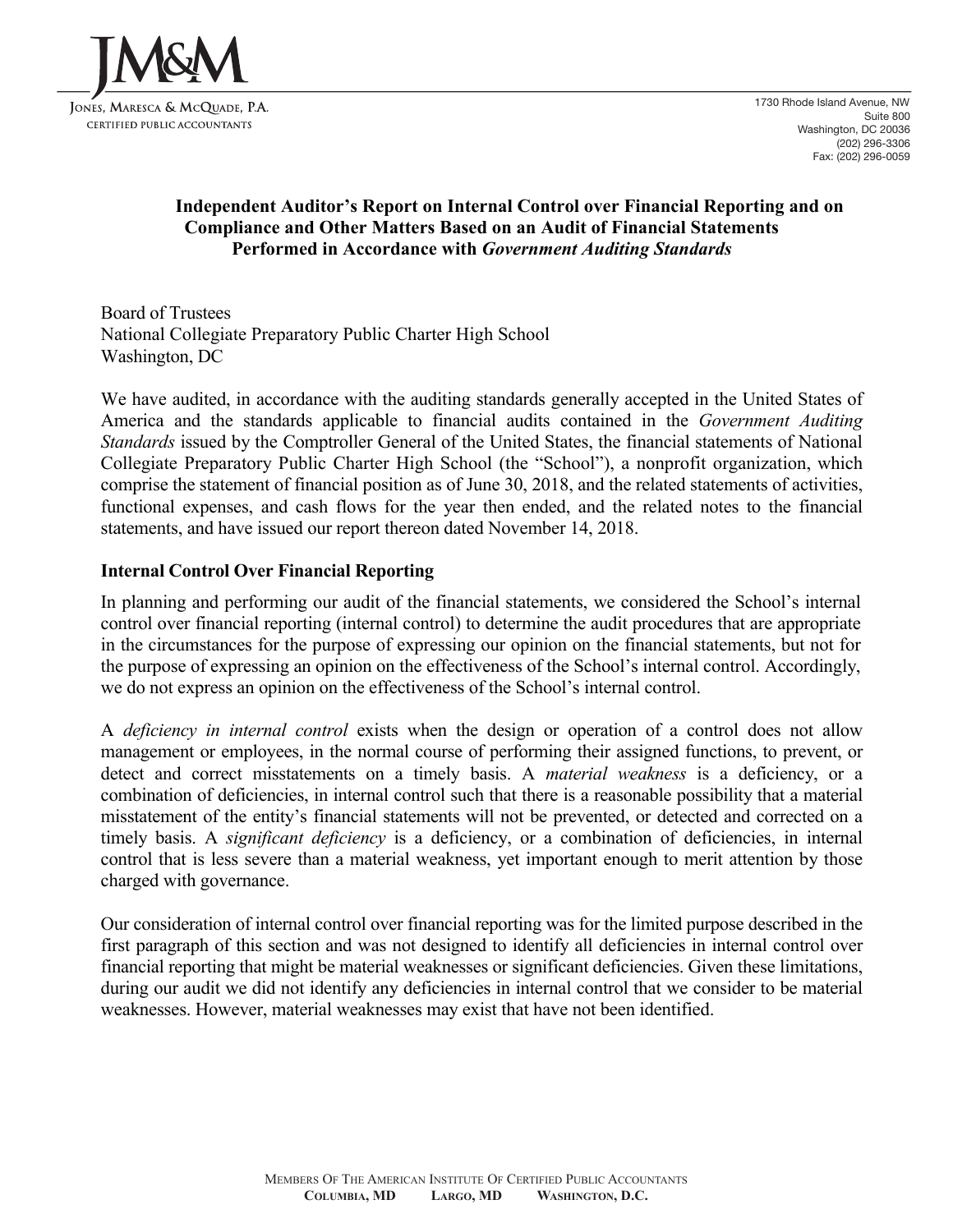JM&M

Jones, Maresca & McQuade, P.A.
Certified Public Accountants

1730 Rhode Island Avenue, NW
Suite 800
Washington, DC 20036
(202) 296-3306
Fax: (202) 296-0059

# Independent Auditor's Report on Internal Control over Financial Reporting and on Compliance and Other Matters Based on an Audit of Financial Statements Performed in Accordance with *Government Auditing Standards*

Board of Trustees
National Collegiate Preparatory Public Charter High School
Washington, DC

We have audited, in accordance with the auditing standards generally accepted in the United States of America and the standards applicable to financial audits contained in the *Government Auditing Standards* issued by the Comptroller General of the United States, the financial statements of National Collegiate Preparatory Public Charter High School (the "School"), a nonprofit organization, which comprise the statement of financial position as of June 30, 2018, and the related statements of activities, functional expenses, and cash flows for the year then ended, and the related notes to the financial statements, and have issued our report thereon dated November 14, 2018.

## Internal Control Over Financial Reporting

In planning and performing our audit of the financial statements, we considered the School's internal control over financial reporting (internal control) to determine the audit procedures that are appropriate in the circumstances for the purpose of expressing our opinion on the financial statements, but not for the purpose of expressing an opinion on the effectiveness of the School's internal control. Accordingly, we do not express an opinion on the effectiveness of the School's internal control.

A *deficiency in internal control* exists when the design or operation of a control does not allow management or employees, in the normal course of performing their assigned functions, to prevent, or detect and correct misstatements on a timely basis. A *material weakness* is a deficiency, or a combination of deficiencies, in internal control such that there is a reasonable possibility that a material misstatement of the entity's financial statements will not be prevented, or detected and corrected on a timely basis. A *significant deficiency* is a deficiency, or a combination of deficiencies, in internal control that is less severe than a material weakness, yet important enough to merit attention by those charged with governance.

Our consideration of internal control over financial reporting was for the limited purpose described in the first paragraph of this section and was not designed to identify all deficiencies in internal control over financial reporting that might be material weaknesses or significant deficiencies. Given these limitations, during our audit we did not identify any deficiencies in internal control that we consider to be material weaknesses. However, material weaknesses may exist that have not been identified.

Members Of The American Institute Of Certified Public Accountants
Columbia, MD Largo, MD Washington, D.C.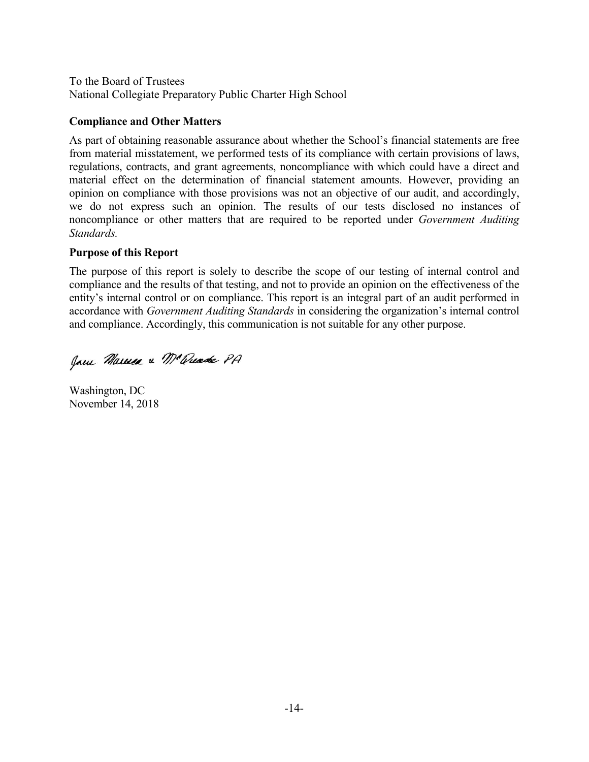To the Board of Trustees
National Collegiate Preparatory Public Charter High School

**Compliance and Other Matters**

As part of obtaining reasonable assurance about whether the School's financial statements are free from material misstatement, we performed tests of its compliance with certain provisions of laws, regulations, contracts, and grant agreements, noncompliance with which could have a direct and material effect on the determination of financial statement amounts. However, providing an opinion on compliance with those provisions was not an objective of our audit, and accordingly, we do not express such an opinion. The results of our tests disclosed no instances of noncompliance or other matters that are required to be reported under *Government Auditing Standards.*

**Purpose of this Report**

The purpose of this report is solely to describe the scope of our testing of internal control and compliance and the results of that testing, and not to provide an opinion on the effectiveness of the entity's internal control or on compliance. This report is an integral part of an audit performed in accordance with *Government Auditing Standards* in considering the organization's internal control and compliance. Accordingly, this communication is not suitable for any other purpose.

Jane Marucca & McQuade PA

Washington, DC
November 14, 2018